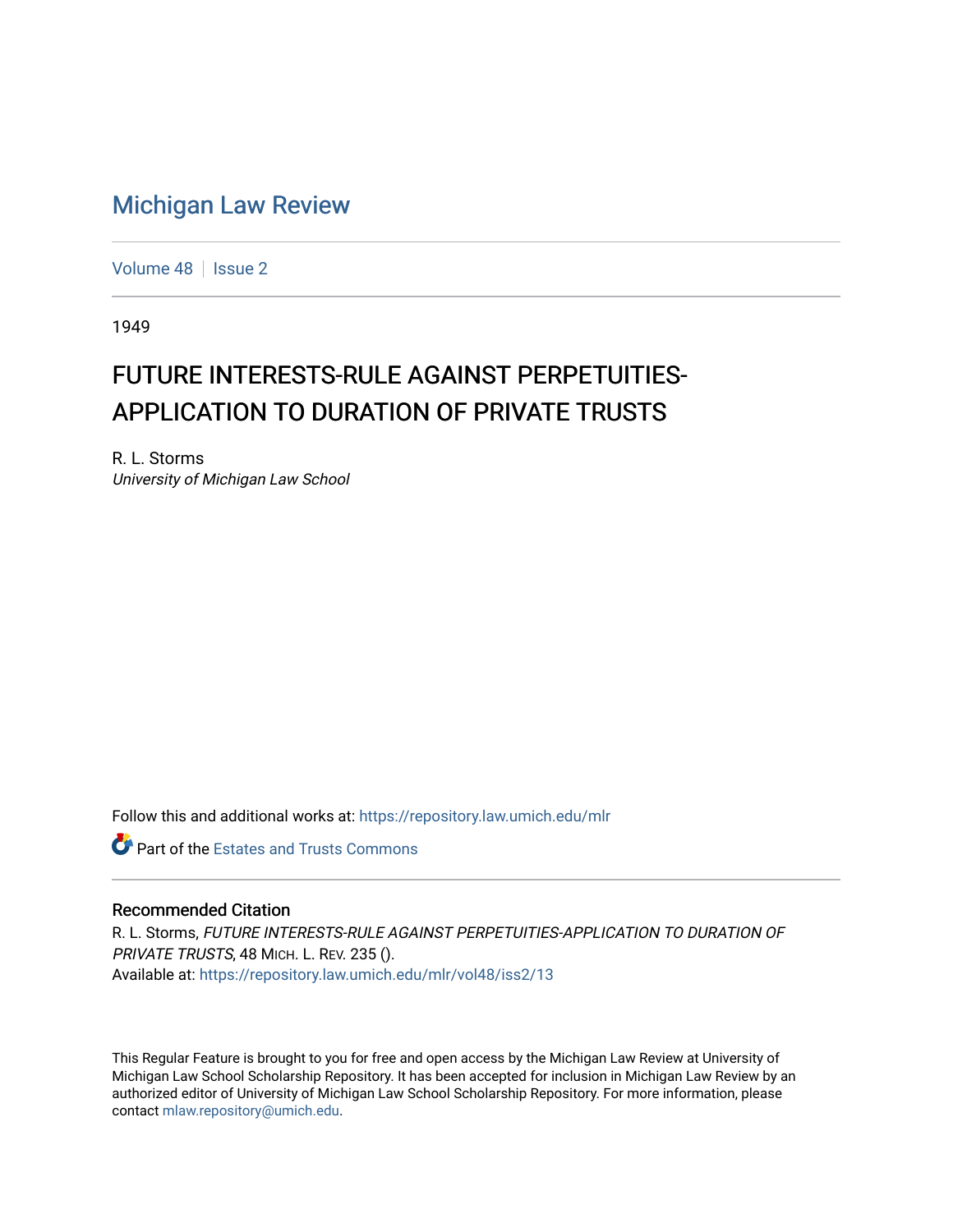# Michigan Law Review

Volume 48 | Issue 2

1949

## FUTURE INTERESTS-RULE AGAINST PERPETUITIES-APPLICATION TO DURATION OF PRIVATE TRUSTS

R. L. Storms
*University of Michigan Law School*

Follow this and additional works at: https://repository.law.umich.edu/mlr

Part of the Estates and Trusts Commons

### Recommended Citation

R. L. Storms, *FUTURE INTERESTS-RULE AGAINST PERPETUITIES-APPLICATION TO DURATION OF PRIVATE TRUSTS*, 48 MICH. L. REV. 235 ().
Available at: https://repository.law.umich.edu/mlr/vol48/iss2/13

This Regular Feature is brought to you for free and open access by the Michigan Law Review at University of Michigan Law School Scholarship Repository. It has been accepted for inclusion in Michigan Law Review by an authorized editor of University of Michigan Law School Scholarship Repository. For more information, please contact mlaw.repository@umich.edu.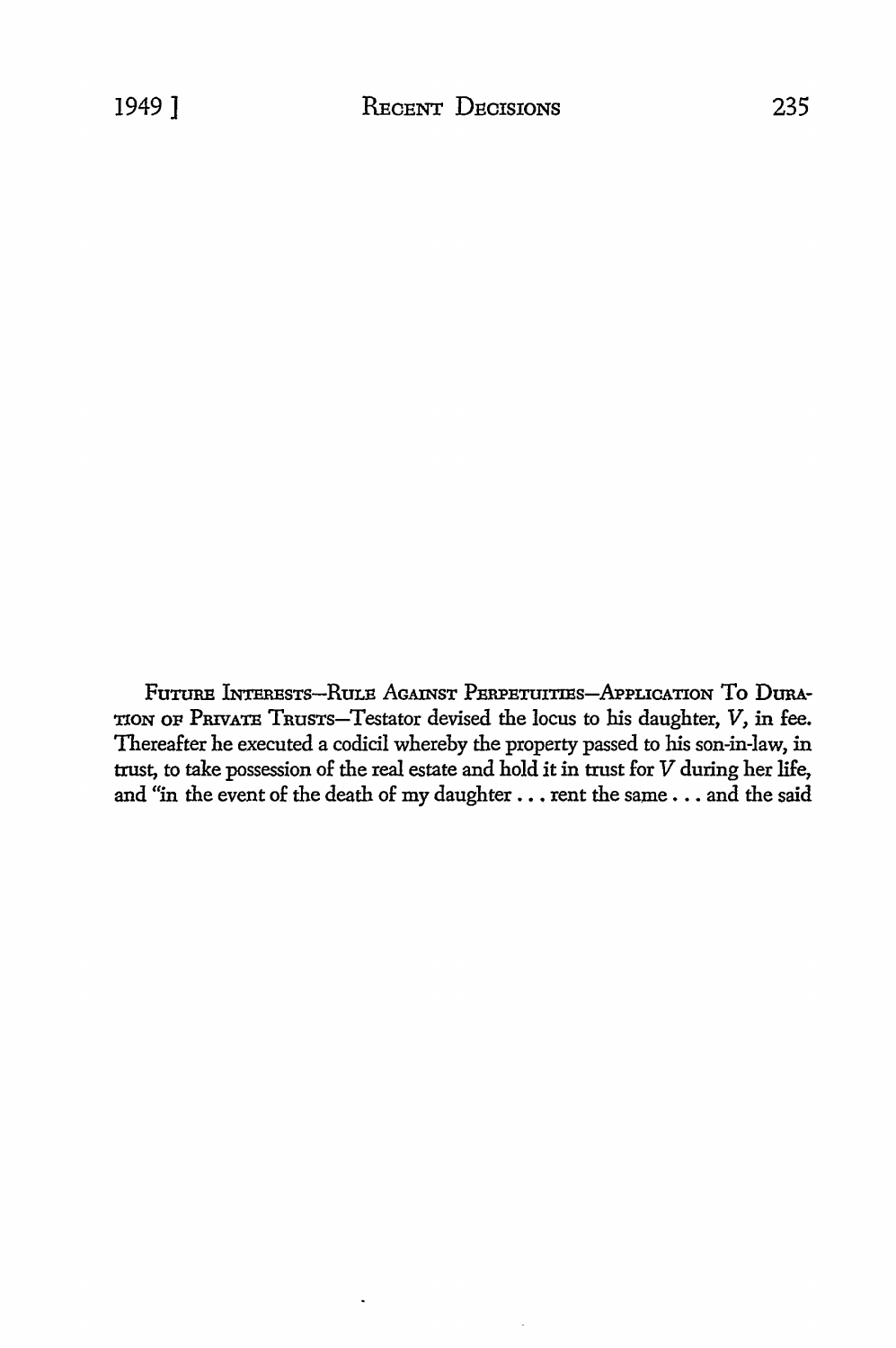FUTURE INTERESTS—RULE AGAINST PERPETUITIES—APPLICATION TO DURATION OF PRIVATE TRUSTS—Testator devised the locus to his daughter, *V*, in fee. Thereafter he executed a codicil whereby the property passed to his son-in-law, in trust, to take possession of the real estate and hold it in trust for *V* during her life, and "in the event of the death of my daughter . . . rent the same . . . and the said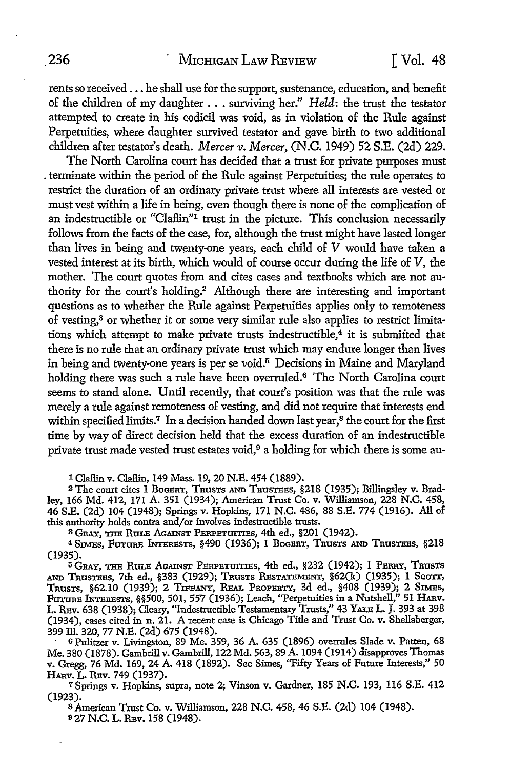rents so received . . . he shall use for the support, sustenance, education, and benefit of the children of my daughter . . . surviving her." *Held*: the trust the testator attempted to create in his codicil was void, as in violation of the Rule against Perpetuities, where daughter survived testator and gave birth to two additional children after testator's death. *Mercer v. Mercer*, (N.C. 1949) 52 S.E. (2d) 229.

The North Carolina court has decided that a trust for private purposes must terminate within the period of the Rule against Perpetuities; the rule operates to restrict the duration of an ordinary private trust where all interests are vested or must vest within a life in being, even though there is none of the complication of an indestructible or "Claflin"[1] trust in the picture. This conclusion necessarily follows from the facts of the case, for, although the trust might have lasted longer than lives in being and twenty-one years, each child of *V* would have taken a vested interest at its birth, which would of course occur during the life of *V*, the mother. The court quotes from and cites cases and textbooks which are not authority for the court's holding.[2] Although there are interesting and important questions as to whether the Rule against Perpetuities applies only to remoteness of vesting,[3] or whether it or some very similar rule also applies to restrict limitations which attempt to make private trusts indestructible,[4] it is submitted that there is no rule that an ordinary private trust which may endure longer than lives in being and twenty-one years is per se void.[5] Decisions in Maine and Maryland holding there was such a rule have been overruled.[6] The North Carolina court seems to stand alone. Until recently, that court's position was that the rule was merely a rule against remoteness of vesting, and did not require that interests end within specified limits.[7] In a decision handed down last year,[8] the court for the first time by way of direct decision held that the excess duration of an indestructible private trust made vested trust estates void,[9] a holding for which there is some au-

[1] Claflin v. Claflin, 149 Mass. 19, 20 N.E. 454 (1889).

[2] The court cites 1 Bogert, Trusts and Trustees, §218 (1935); Billingsley v. Bradley, 166 Md. 412, 171 A. 351 (1934); American Trust Co. v. Williamson, 228 N.C. 458, 46 S.E. (2d) 104 (1948); Springs v. Hopkins, 171 N.C. 486, 88 S.E. 774 (1916). All of this authority holds contra and/or involves indestructible trusts.

[3] Gray, The Rule Against Perpetuities, 4th ed., §201 (1942).

[4] Simes, Future Interests, §490 (1936); 1 Bogert, Trusts and Trustees, §218 (1935).

[5] Gray, The Rule Against Perpetuities, 4th ed., §232 (1942); 1 Perry, Trusts and Trustees, 7th ed., §383 (1929); Trusts Restatement, §62(k) (1935); 1 Scott, Trusts, §62.10 (1939); 2 Tiffany, Real Property, 3d ed., §408 (1939); 2 Simes, Future Interests, §§500, 501, 557 (1936); Leach, "Perpetuities in a Nutshell," 51 Harv. L. Rev. 638 (1938); Cleary, "Indestructible Testamentary Trusts," 43 Yale L. J. 393 at 398 (1934), cases cited in n. 21. A recent case is Chicago Title and Trust Co. v. Shellaberger, 399 Ill. 320, 77 N.E. (2d) 675 (1948).

[6] Pulitzer v. Livingston, 89 Me. 359, 36 A. 635 (1896) overrules Slade v. Patten, 68 Me. 380 (1878). Gambrill v. Gambrill, 122 Md. 563, 89 A. 1094 (1914) disapproves Thomas v. Gregg, 76 Md. 169, 24 A. 418 (1892). See Simes, "Fifty Years of Future Interests," 50 Harv. L. Rev. 749 (1937).

[7] Springs v. Hopkins, supra, note 2; Vinson v. Gardner, 185 N.C. 193, 116 S.E. 412 (1923).

[8] American Trust Co. v. Williamson, 228 N.C. 458, 46 S.E. (2d) 104 (1948).

[9] 27 N.C. L. Rev. 158 (1948).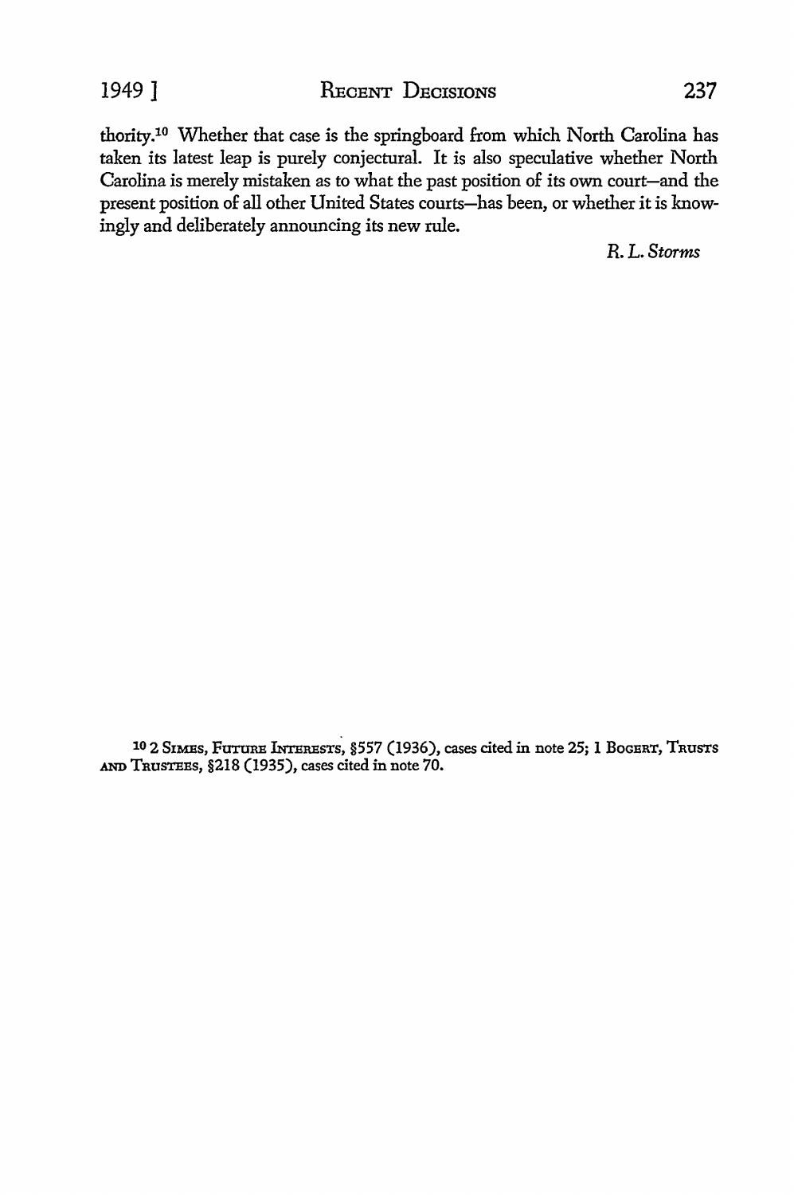thority.[10] Whether that case is the springboard from which North Carolina has taken its latest leap is purely conjectural. It is also speculative whether North Carolina is merely mistaken as to what the past position of its own court—and the present position of all other United States courts—has been, or whether it is knowingly and deliberately announcing its new rule.

*R. L. Storms*

[10] 2 SIMES, FUTURE INTERESTS, §557 (1936), cases cited in note 25; 1 BOGERT, TRUSTS AND TRUSTEES, §218 (1935), cases cited in note 70.